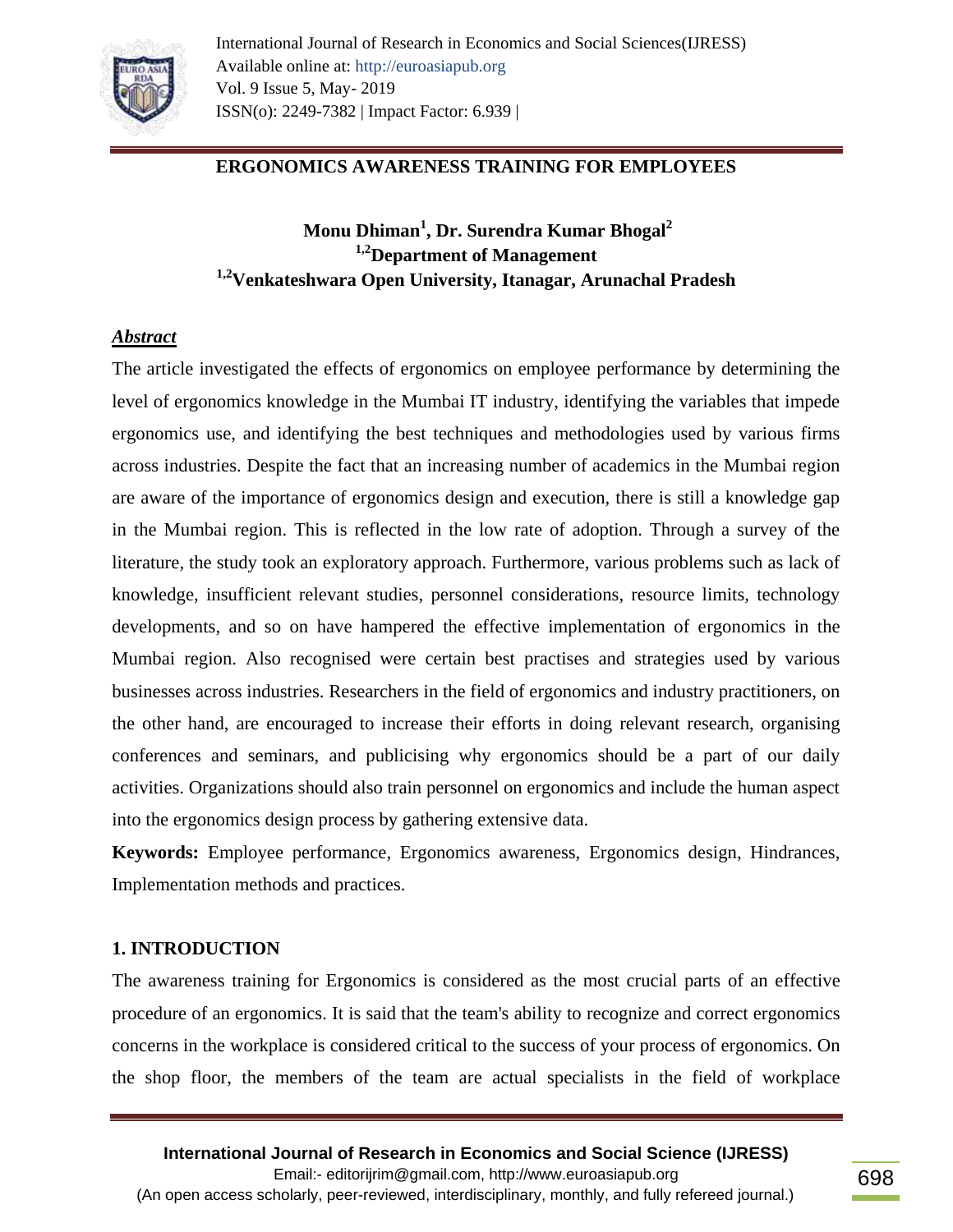# ERGONOMICS AWARENESS TRAINING FOR EMPLOYEES

**Monu Dhiman[1], Dr. Surendra Kumar Bhogal[2]**

**[1,2]Department of Management**

**[1,2]Venkateshwara Open University, Itanagar, Arunachal Pradesh**

***Abstract***

The article investigated the effects of ergonomics on employee performance by determining the level of ergonomics knowledge in the Mumbai IT industry, identifying the variables that impede ergonomics use, and identifying the best techniques and methodologies used by various firms across industries. Despite the fact that an increasing number of academics in the Mumbai region are aware of the importance of ergonomics design and execution, there is still a knowledge gap in the Mumbai region. This is reflected in the low rate of adoption. Through a survey of the literature, the study took an exploratory approach. Furthermore, various problems such as lack of knowledge, insufficient relevant studies, personnel considerations, resource limits, technology developments, and so on have hampered the effective implementation of ergonomics in the Mumbai region. Also recognised were certain best practises and strategies used by various businesses across industries. Researchers in the field of ergonomics and industry practitioners, on the other hand, are encouraged to increase their efforts in doing relevant research, organising conferences and seminars, and publicising why ergonomics should be a part of our daily activities. Organizations should also train personnel on ergonomics and include the human aspect into the ergonomics design process by gathering extensive data.

**Keywords:** Employee performance, Ergonomics awareness, Ergonomics design, Hindrances, Implementation methods and practices.

## 1. INTRODUCTION

The awareness training for Ergonomics is considered as the most crucial parts of an effective procedure of an ergonomics. It is said that the team's ability to recognize and correct ergonomics concerns in the workplace is considered critical to the success of your process of ergonomics. On the shop floor, the members of the team are actual specialists in the field of workplace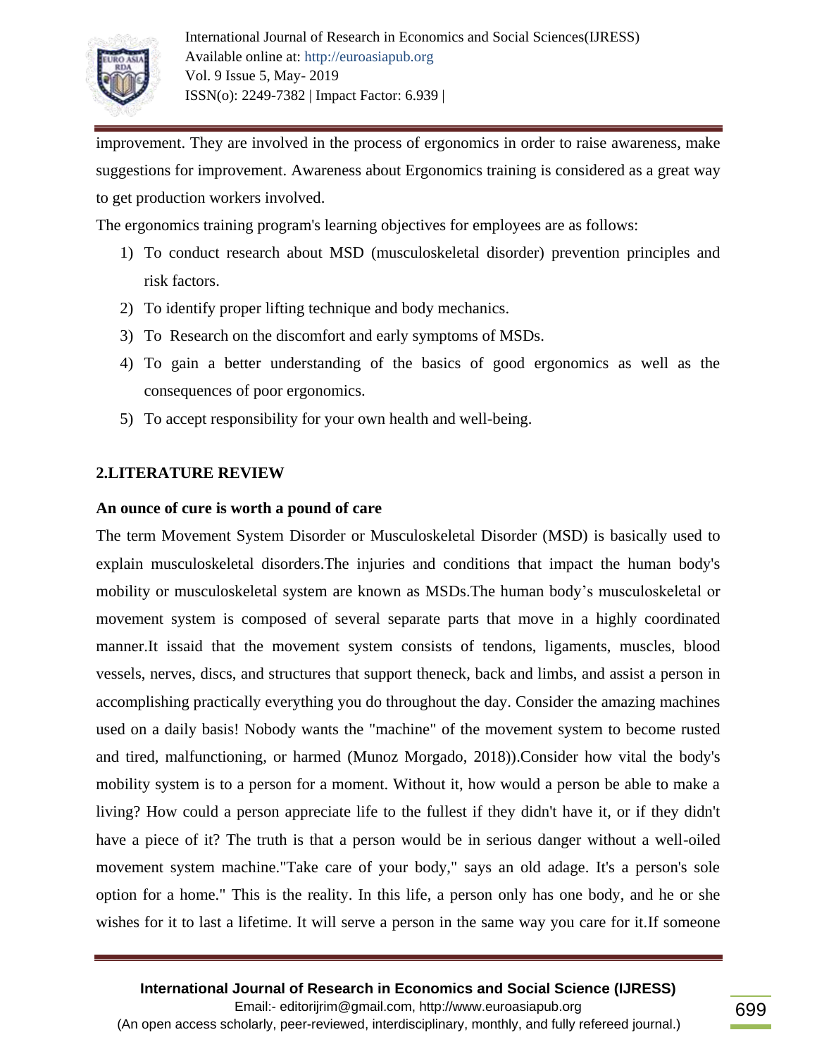improvement. They are involved in the process of ergonomics in order to raise awareness, make suggestions for improvement. Awareness about Ergonomics training is considered as a great way to get production workers involved.

The ergonomics training program's learning objectives for employees are as follows:

1) To conduct research about MSD (musculoskeletal disorder) prevention principles and risk factors.
2) To identify proper lifting technique and body mechanics.
3) To Research on the discomfort and early symptoms of MSDs.
4) To gain a better understanding of the basics of good ergonomics as well as the consequences of poor ergonomics.
5) To accept responsibility for your own health and well-being.

## 2.LITERATURE REVIEW

### An ounce of cure is worth a pound of care

The term Movement System Disorder or Musculoskeletal Disorder (MSD) is basically used to explain musculoskeletal disorders.The injuries and conditions that impact the human body's mobility or musculoskeletal system are known as MSDs.The human body's musculoskeletal or movement system is composed of several separate parts that move in a highly coordinated manner.It issaid that the movement system consists of tendons, ligaments, muscles, blood vessels, nerves, discs, and structures that support theneck, back and limbs, and assist a person in accomplishing practically everything you do throughout the day. Consider the amazing machines used on a daily basis! Nobody wants the "machine" of the movement system to become rusted and tired, malfunctioning, or harmed (Munoz Morgado, 2018)).Consider how vital the body's mobility system is to a person for a moment. Without it, how would a person be able to make a living? How could a person appreciate life to the fullest if they didn't have it, or if they didn't have a piece of it? The truth is that a person would be in serious danger without a well-oiled movement system machine."Take care of your body," says an old adage. It's a person's sole option for a home." This is the reality. In this life, a person only has one body, and he or she wishes for it to last a lifetime. It will serve a person in the same way you care for it.If someone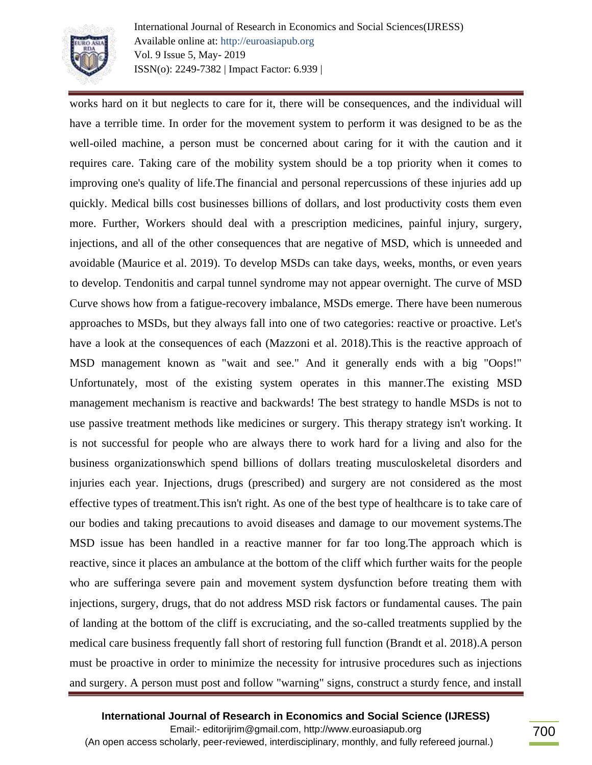works hard on it but neglects to care for it, there will be consequences, and the individual will have a terrible time. In order for the movement system to perform it was designed to be as the well-oiled machine, a person must be concerned about caring for it with the caution and it requires care. Taking care of the mobility system should be a top priority when it comes to improving one's quality of life.The financial and personal repercussions of these injuries add up quickly. Medical bills cost businesses billions of dollars, and lost productivity costs them even more. Further, Workers should deal with a prescription medicines, painful injury, surgery, injections, and all of the other consequences that are negative of MSD, which is unneeded and avoidable (Maurice et al. 2019). To develop MSDs can take days, weeks, months, or even years to develop. Tendonitis and carpal tunnel syndrome may not appear overnight. The curve of MSD Curve shows how from a fatigue-recovery imbalance, MSDs emerge. There have been numerous approaches to MSDs, but they always fall into one of two categories: reactive or proactive. Let's have a look at the consequences of each (Mazzoni et al. 2018).This is the reactive approach of MSD management known as "wait and see." And it generally ends with a big "Oops!" Unfortunately, most of the existing system operates in this manner.The existing MSD management mechanism is reactive and backwards! The best strategy to handle MSDs is not to use passive treatment methods like medicines or surgery. This therapy strategy isn't working. It is not successful for people who are always there to work hard for a living and also for the business organizationswhich spend billions of dollars treating musculoskeletal disorders and injuries each year. Injections, drugs (prescribed) and surgery are not considered as the most effective types of treatment.This isn't right. As one of the best type of healthcare is to take care of our bodies and taking precautions to avoid diseases and damage to our movement systems.The MSD issue has been handled in a reactive manner for far too long.The approach which is reactive, since it places an ambulance at the bottom of the cliff which further waits for the people who are sufferinga severe pain and movement system dysfunction before treating them with injections, surgery, drugs, that do not address MSD risk factors or fundamental causes. The pain of landing at the bottom of the cliff is excruciating, and the so-called treatments supplied by the medical care business frequently fall short of restoring full function (Brandt et al. 2018).A person must be proactive in order to minimize the necessity for intrusive procedures such as injections and surgery. A person must post and follow "warning" signs, construct a sturdy fence, and install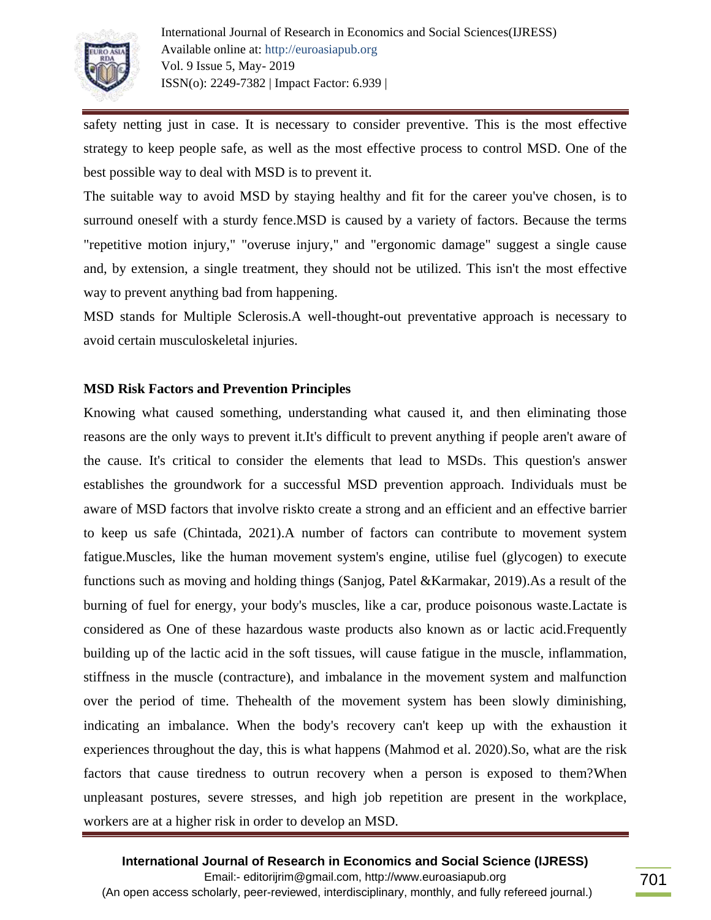safety netting just in case. It is necessary to consider preventive. This is the most effective strategy to keep people safe, as well as the most effective process to control MSD. One of the best possible way to deal with MSD is to prevent it.

The suitable way to avoid MSD by staying healthy and fit for the career you've chosen, is to surround oneself with a sturdy fence.MSD is caused by a variety of factors. Because the terms "repetitive motion injury," "overuse injury," and "ergonomic damage" suggest a single cause and, by extension, a single treatment, they should not be utilized. This isn't the most effective way to prevent anything bad from happening.

MSD stands for Multiple Sclerosis.A well-thought-out preventative approach is necessary to avoid certain musculoskeletal injuries.

**MSD Risk Factors and Prevention Principles**

Knowing what caused something, understanding what caused it, and then eliminating those reasons are the only ways to prevent it.It's difficult to prevent anything if people aren't aware of the cause. It's critical to consider the elements that lead to MSDs. This question's answer establishes the groundwork for a successful MSD prevention approach. Individuals must be aware of MSD factors that involve riskto create a strong and an efficient and an effective barrier to keep us safe (Chintada, 2021).A number of factors can contribute to movement system fatigue.Muscles, like the human movement system's engine, utilise fuel (glycogen) to execute functions such as moving and holding things (Sanjog, Patel &Karmakar, 2019).As a result of the burning of fuel for energy, your body's muscles, like a car, produce poisonous waste.Lactate is considered as One of these hazardous waste products also known as or lactic acid.Frequently building up of the lactic acid in the soft tissues, will cause fatigue in the muscle, inflammation, stiffness in the muscle (contracture), and imbalance in the movement system and malfunction over the period of time. Thehealth of the movement system has been slowly diminishing, indicating an imbalance. When the body's recovery can't keep up with the exhaustion it experiences throughout the day, this is what happens (Mahmod et al. 2020).So, what are the risk factors that cause tiredness to outrun recovery when a person is exposed to them?When unpleasant postures, severe stresses, and high job repetition are present in the workplace, workers are at a higher risk in order to develop an MSD.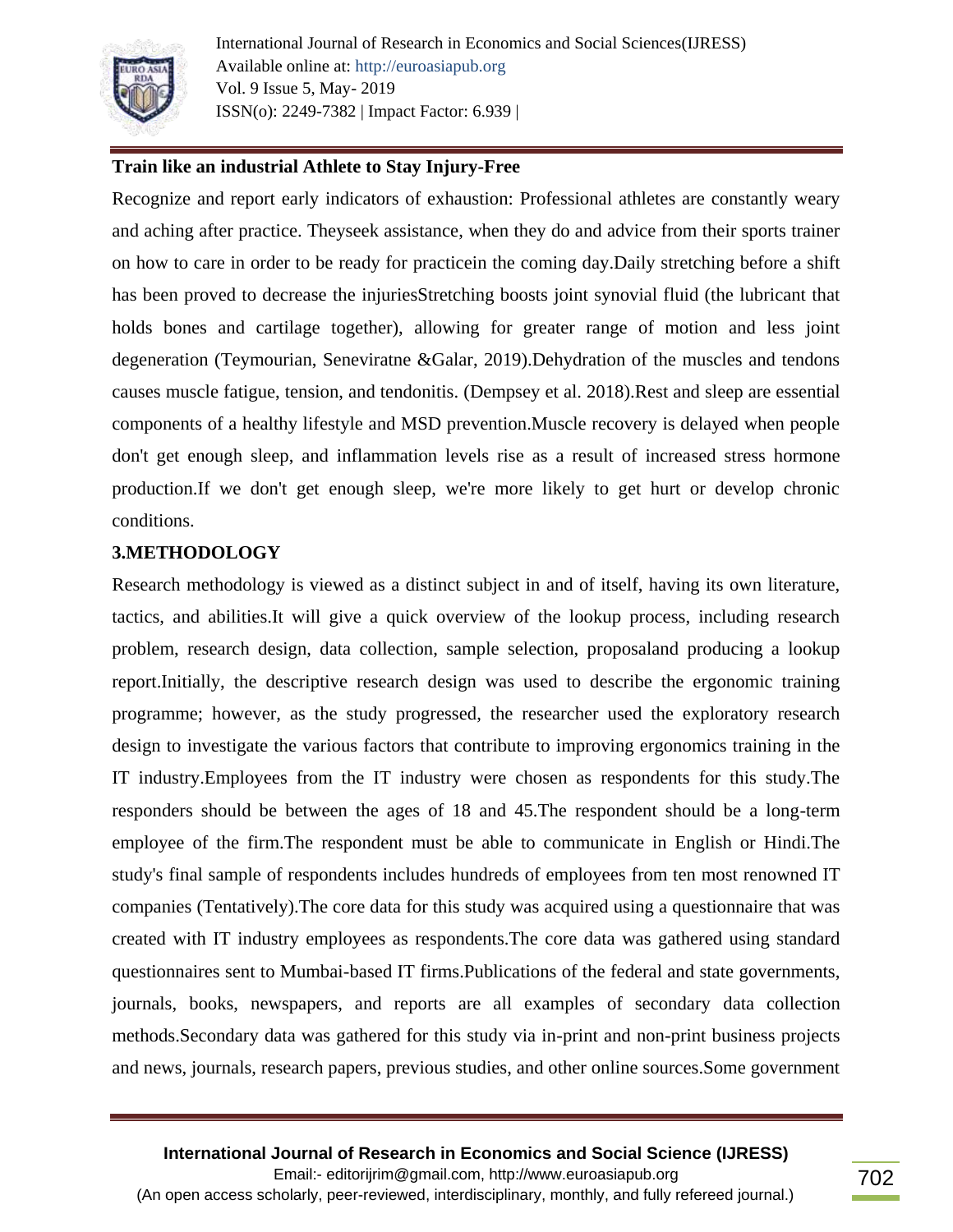**Train like an industrial Athlete to Stay Injury-Free**

Recognize and report early indicators of exhaustion: Professional athletes are constantly weary and aching after practice. Theyseek assistance, when they do and advice from their sports trainer on how to care in order to be ready for practicein the coming day.Daily stretching before a shift has been proved to decrease the injuriesStretching boosts joint synovial fluid (the lubricant that holds bones and cartilage together), allowing for greater range of motion and less joint degeneration (Teymourian, Seneviratne &Galar, 2019).Dehydration of the muscles and tendons causes muscle fatigue, tension, and tendonitis. (Dempsey et al. 2018).Rest and sleep are essential components of a healthy lifestyle and MSD prevention.Muscle recovery is delayed when people don't get enough sleep, and inflammation levels rise as a result of increased stress hormone production.If we don't get enough sleep, we're more likely to get hurt or develop chronic conditions.

## 3.METHODOLOGY

Research methodology is viewed as a distinct subject in and of itself, having its own literature, tactics, and abilities.It will give a quick overview of the lookup process, including research problem, research design, data collection, sample selection, proposaland producing a lookup report.Initially, the descriptive research design was used to describe the ergonomic training programme; however, as the study progressed, the researcher used the exploratory research design to investigate the various factors that contribute to improving ergonomics training in the IT industry.Employees from the IT industry were chosen as respondents for this study.The responders should be between the ages of 18 and 45.The respondent should be a long-term employee of the firm.The respondent must be able to communicate in English or Hindi.The study's final sample of respondents includes hundreds of employees from ten most renowned IT companies (Tentatively).The core data for this study was acquired using a questionnaire that was created with IT industry employees as respondents.The core data was gathered using standard questionnaires sent to Mumbai-based IT firms.Publications of the federal and state governments, journals, books, newspapers, and reports are all examples of secondary data collection methods.Secondary data was gathered for this study via in-print and non-print business projects and news, journals, research papers, previous studies, and other online sources.Some government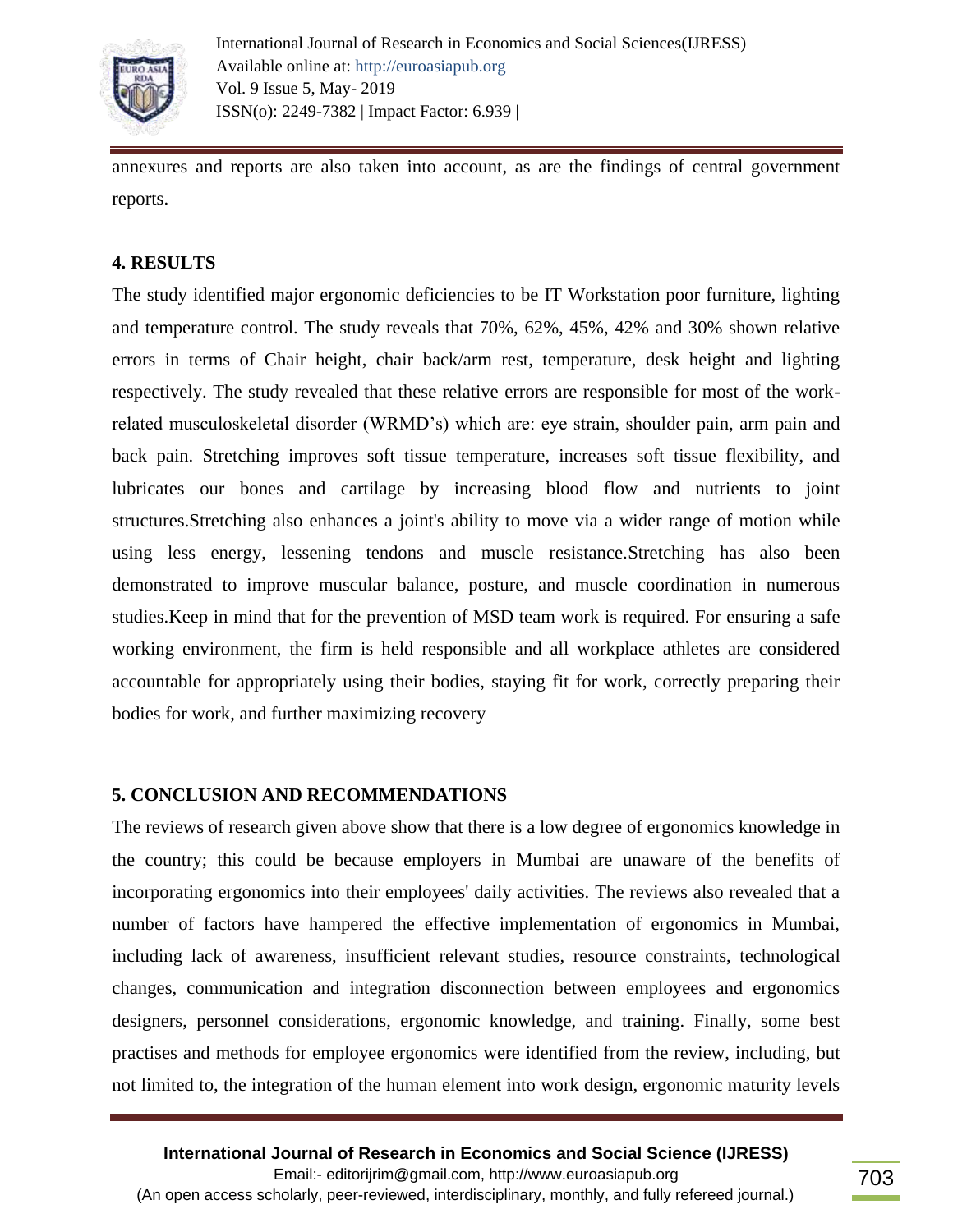annexures and reports are also taken into account, as are the findings of central government reports.

## 4. RESULTS

The study identified major ergonomic deficiencies to be IT Workstation poor furniture, lighting and temperature control. The study reveals that 70%, 62%, 45%, 42% and 30% shown relative errors in terms of Chair height, chair back/arm rest, temperature, desk height and lighting respectively. The study revealed that these relative errors are responsible for most of the work-related musculoskeletal disorder (WRMD's) which are: eye strain, shoulder pain, arm pain and back pain. Stretching improves soft tissue temperature, increases soft tissue flexibility, and lubricates our bones and cartilage by increasing blood flow and nutrients to joint structures.Stretching also enhances a joint's ability to move via a wider range of motion while using less energy, lessening tendons and muscle resistance.Stretching has also been demonstrated to improve muscular balance, posture, and muscle coordination in numerous studies.Keep in mind that for the prevention of MSD team work is required. For ensuring a safe working environment, the firm is held responsible and all workplace athletes are considered accountable for appropriately using their bodies, staying fit for work, correctly preparing their bodies for work, and further maximizing recovery

## 5. CONCLUSION AND RECOMMENDATIONS

The reviews of research given above show that there is a low degree of ergonomics knowledge in the country; this could be because employers in Mumbai are unaware of the benefits of incorporating ergonomics into their employees' daily activities. The reviews also revealed that a number of factors have hampered the effective implementation of ergonomics in Mumbai, including lack of awareness, insufficient relevant studies, resource constraints, technological changes, communication and integration disconnection between employees and ergonomics designers, personnel considerations, ergonomic knowledge, and training. Finally, some best practises and methods for employee ergonomics were identified from the review, including, but not limited to, the integration of the human element into work design, ergonomic maturity levels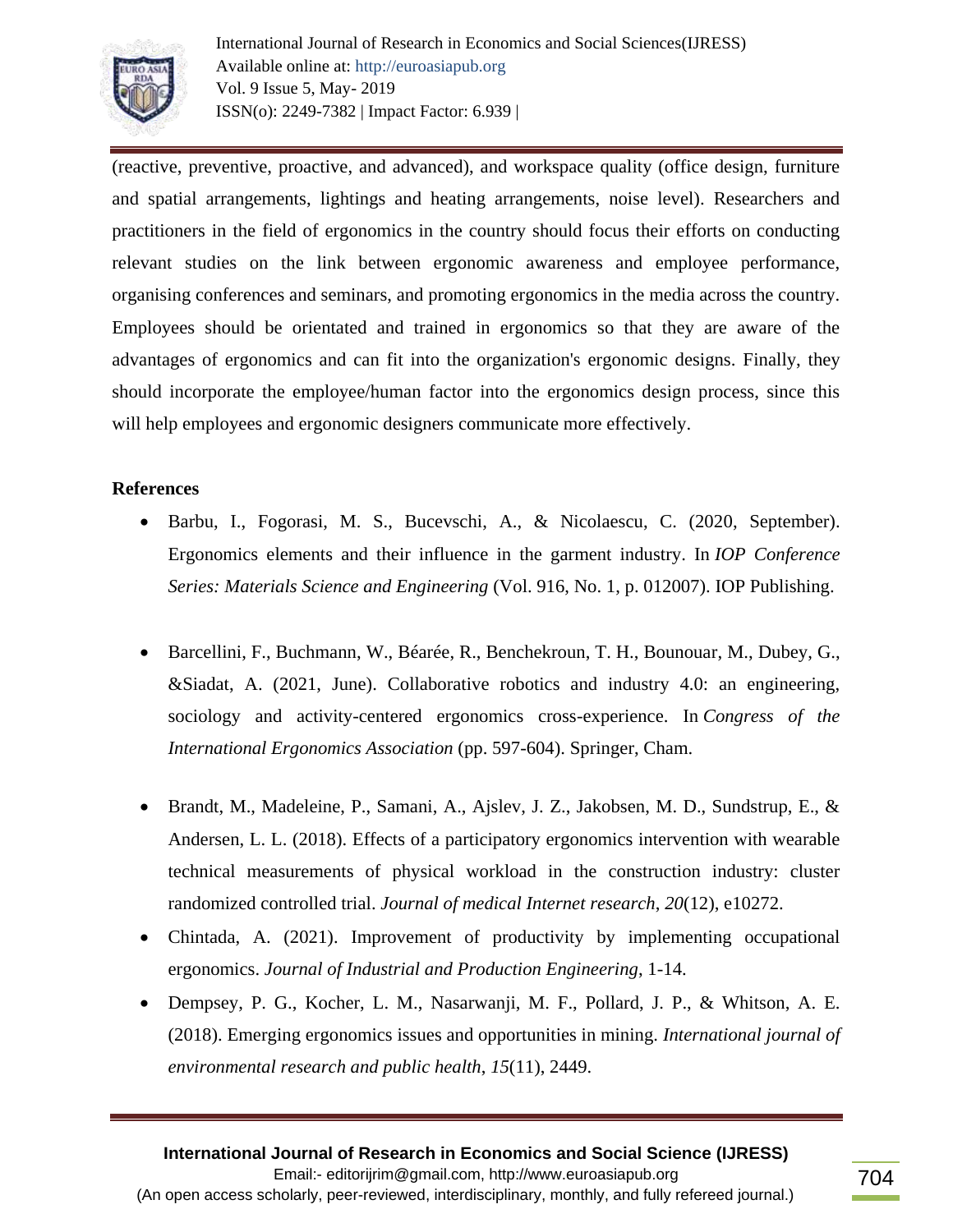(reactive, preventive, proactive, and advanced), and workspace quality (office design, furniture and spatial arrangements, lightings and heating arrangements, noise level). Researchers and practitioners in the field of ergonomics in the country should focus their efforts on conducting relevant studies on the link between ergonomic awareness and employee performance, organising conferences and seminars, and promoting ergonomics in the media across the country. Employees should be orientated and trained in ergonomics so that they are aware of the advantages of ergonomics and can fit into the organization's ergonomic designs. Finally, they should incorporate the employee/human factor into the ergonomics design process, since this will help employees and ergonomic designers communicate more effectively.

**References**

- Barbu, I., Fogorasi, M. S., Bucevschi, A., & Nicolaescu, C. (2020, September). Ergonomics elements and their influence in the garment industry. In *IOP Conference Series: Materials Science and Engineering* (Vol. 916, No. 1, p. 012007). IOP Publishing.
- Barcellini, F., Buchmann, W., Béarée, R., Benchekroun, T. H., Bounouar, M., Dubey, G., &Siadat, A. (2021, June). Collaborative robotics and industry 4.0: an engineering, sociology and activity-centered ergonomics cross-experience. In *Congress of the International Ergonomics Association* (pp. 597-604). Springer, Cham.
- Brandt, M., Madeleine, P., Samani, A., Ajslev, J. Z., Jakobsen, M. D., Sundstrup, E., & Andersen, L. L. (2018). Effects of a participatory ergonomics intervention with wearable technical measurements of physical workload in the construction industry: cluster randomized controlled trial. *Journal of medical Internet research*, *20*(12), e10272.
- Chintada, A. (2021). Improvement of productivity by implementing occupational ergonomics. *Journal of Industrial and Production Engineering*, 1-14.
- Dempsey, P. G., Kocher, L. M., Nasarwanji, M. F., Pollard, J. P., & Whitson, A. E. (2018). Emerging ergonomics issues and opportunities in mining. *International journal of environmental research and public health*, *15*(11), 2449.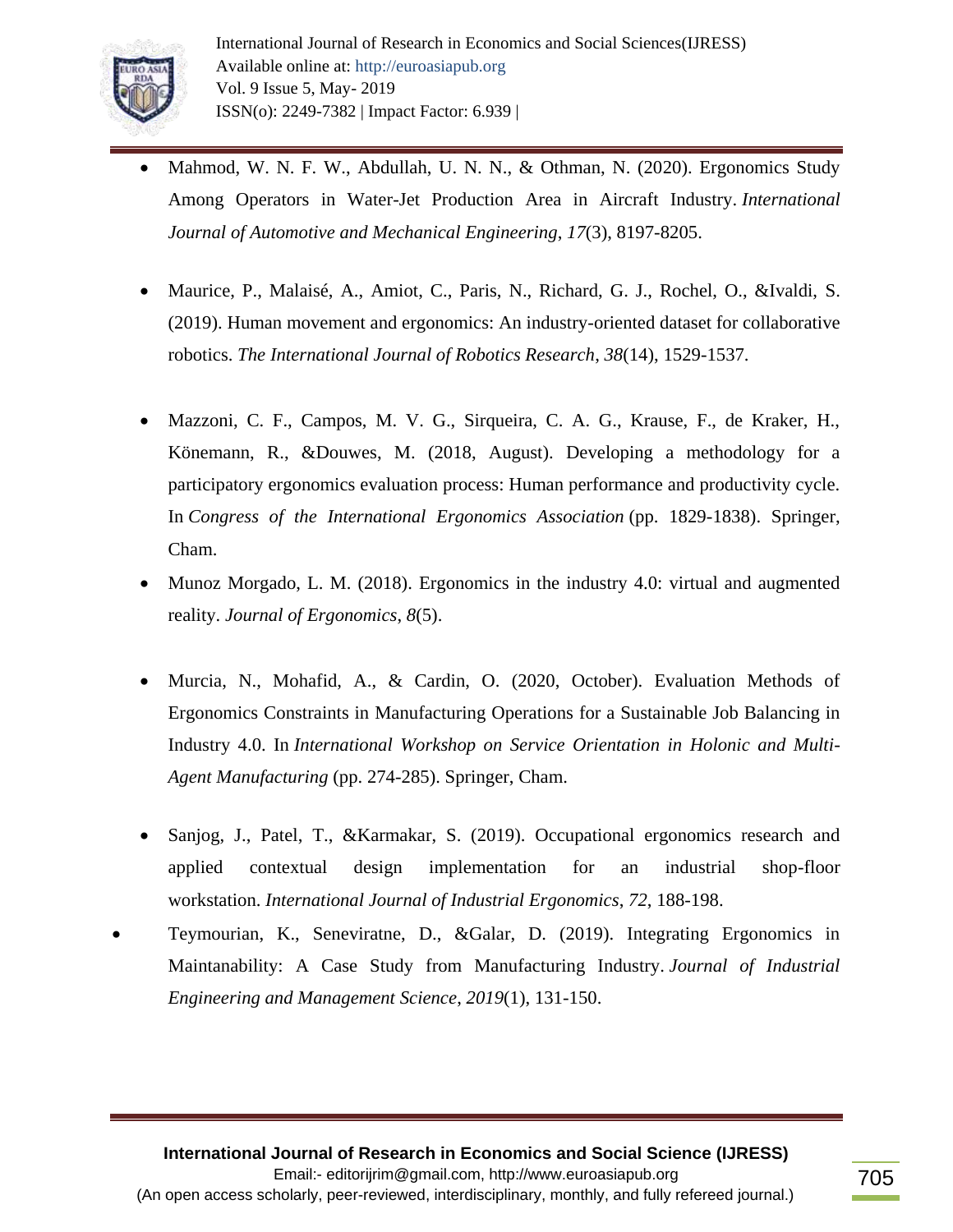- Mahmod, W. N. F. W., Abdullah, U. N. N., & Othman, N. (2020). Ergonomics Study Among Operators in Water-Jet Production Area in Aircraft Industry. *International Journal of Automotive and Mechanical Engineering*, *17*(3), 8197-8205.

- Maurice, P., Malaisé, A., Amiot, C., Paris, N., Richard, G. J., Rochel, O., &Ivaldi, S. (2019). Human movement and ergonomics: An industry-oriented dataset for collaborative robotics. *The International Journal of Robotics Research*, *38*(14), 1529-1537.

- Mazzoni, C. F., Campos, M. V. G., Sirqueira, C. A. G., Krause, F., de Kraker, H., Könemann, R., &Douwes, M. (2018, August). Developing a methodology for a participatory ergonomics evaluation process: Human performance and productivity cycle. In *Congress of the International Ergonomics Association* (pp. 1829-1838). Springer, Cham.

- Munoz Morgado, L. M. (2018). Ergonomics in the industry 4.0: virtual and augmented reality. *Journal of Ergonomics*, *8*(5).

- Murcia, N., Mohafid, A., & Cardin, O. (2020, October). Evaluation Methods of Ergonomics Constraints in Manufacturing Operations for a Sustainable Job Balancing in Industry 4.0. In *International Workshop on Service Orientation in Holonic and Multi-Agent Manufacturing* (pp. 274-285). Springer, Cham.

- Sanjog, J., Patel, T., &Karmakar, S. (2019). Occupational ergonomics research and applied contextual design implementation for an industrial shop-floor workstation. *International Journal of Industrial Ergonomics*, *72*, 188-198.

- Teymourian, K., Seneviratne, D., &Galar, D. (2019). Integrating Ergonomics in Maintanability: A Case Study from Manufacturing Industry. *Journal of Industrial Engineering and Management Science*, *2019*(1), 131-150.